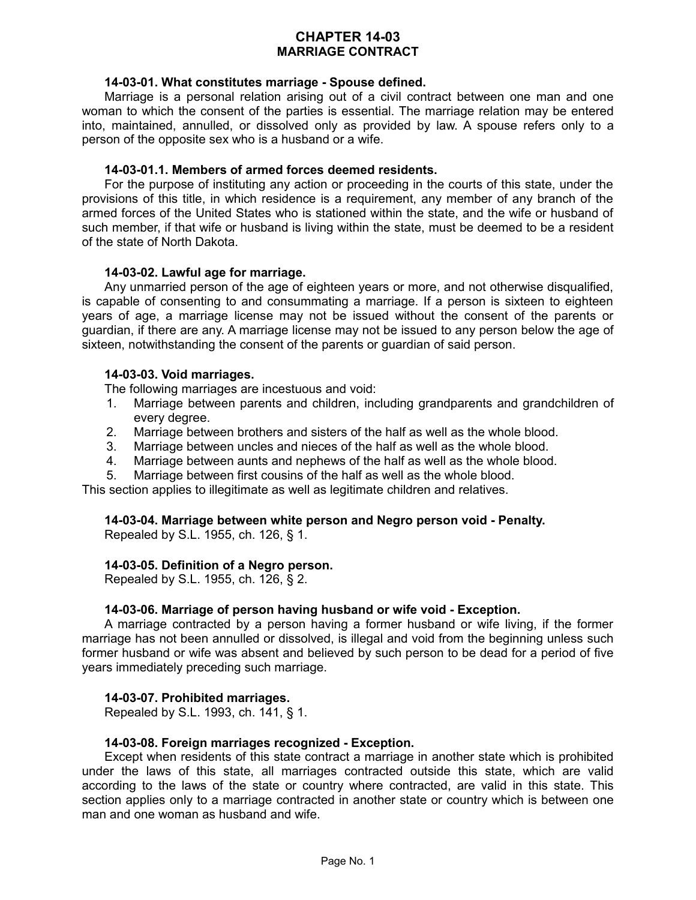# CHAPTER 14-03
# MARRIAGE CONTRACT

### 14-03-01. What constitutes marriage - Spouse defined.

Marriage is a personal relation arising out of a civil contract between one man and one woman to which the consent of the parties is essential. The marriage relation may be entered into, maintained, annulled, or dissolved only as provided by law. A spouse refers only to a person of the opposite sex who is a husband or a wife.

### 14-03-01.1. Members of armed forces deemed residents.

For the purpose of instituting any action or proceeding in the courts of this state, under the provisions of this title, in which residence is a requirement, any member of any branch of the armed forces of the United States who is stationed within the state, and the wife or husband of such member, if that wife or husband is living within the state, must be deemed to be a resident of the state of North Dakota.

### 14-03-02. Lawful age for marriage.

Any unmarried person of the age of eighteen years or more, and not otherwise disqualified, is capable of consenting to and consummating a marriage. If a person is sixteen to eighteen years of age, a marriage license may not be issued without the consent of the parents or guardian, if there are any. A marriage license may not be issued to any person below the age of sixteen, notwithstanding the consent of the parents or guardian of said person.

### 14-03-03. Void marriages.

The following marriages are incestuous and void:

1. Marriage between parents and children, including grandparents and grandchildren of every degree.
2. Marriage between brothers and sisters of the half as well as the whole blood.
3. Marriage between uncles and nieces of the half as well as the whole blood.
4. Marriage between aunts and nephews of the half as well as the whole blood.
5. Marriage between first cousins of the half as well as the whole blood.

This section applies to illegitimate as well as legitimate children and relatives.

### 14-03-04. Marriage between white person and Negro person void - Penalty.

Repealed by S.L. 1955, ch. 126, § 1.

### 14-03-05. Definition of a Negro person.

Repealed by S.L. 1955, ch. 126, § 2.

### 14-03-06. Marriage of person having husband or wife void - Exception.

A marriage contracted by a person having a former husband or wife living, if the former marriage has not been annulled or dissolved, is illegal and void from the beginning unless such former husband or wife was absent and believed by such person to be dead for a period of five years immediately preceding such marriage.

### 14-03-07. Prohibited marriages.

Repealed by S.L. 1993, ch. 141, § 1.

### 14-03-08. Foreign marriages recognized - Exception.

Except when residents of this state contract a marriage in another state which is prohibited under the laws of this state, all marriages contracted outside this state, which are valid according to the laws of the state or country where contracted, are valid in this state. This section applies only to a marriage contracted in another state or country which is between one man and one woman as husband and wife.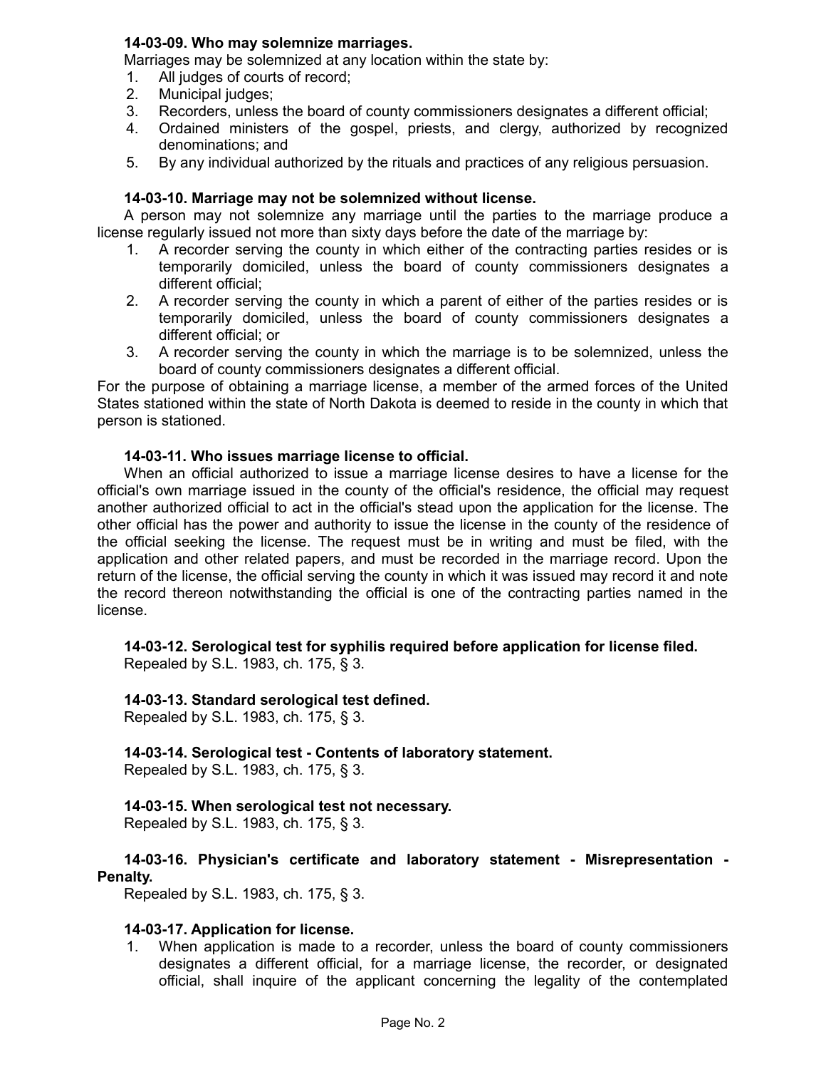**14-03-09. Who may solemnize marriages.**

Marriages may be solemnized at any location within the state by:

1. All judges of courts of record;
2. Municipal judges;
3. Recorders, unless the board of county commissioners designates a different official;
4. Ordained ministers of the gospel, priests, and clergy, authorized by recognized denominations; and
5. By any individual authorized by the rituals and practices of any religious persuasion.

**14-03-10. Marriage may not be solemnized without license.**

A person may not solemnize any marriage until the parties to the marriage produce a license regularly issued not more than sixty days before the date of the marriage by:

1. A recorder serving the county in which either of the contracting parties resides or is temporarily domiciled, unless the board of county commissioners designates a different official;
2. A recorder serving the county in which a parent of either of the parties resides or is temporarily domiciled, unless the board of county commissioners designates a different official; or
3. A recorder serving the county in which the marriage is to be solemnized, unless the board of county commissioners designates a different official.

For the purpose of obtaining a marriage license, a member of the armed forces of the United States stationed within the state of North Dakota is deemed to reside in the county in which that person is stationed.

**14-03-11. Who issues marriage license to official.**

When an official authorized to issue a marriage license desires to have a license for the official's own marriage issued in the county of the official's residence, the official may request another authorized official to act in the official's stead upon the application for the license. The other official has the power and authority to issue the license in the county of the residence of the official seeking the license. The request must be in writing and must be filed, with the application and other related papers, and must be recorded in the marriage record. Upon the return of the license, the official serving the county in which it was issued may record it and note the record thereon notwithstanding the official is one of the contracting parties named in the license.

**14-03-12. Serological test for syphilis required before application for license filed.**

Repealed by S.L. 1983, ch. 175, § 3.

**14-03-13. Standard serological test defined.**

Repealed by S.L. 1983, ch. 175, § 3.

**14-03-14. Serological test - Contents of laboratory statement.**

Repealed by S.L. 1983, ch. 175, § 3.

**14-03-15. When serological test not necessary.**

Repealed by S.L. 1983, ch. 175, § 3.

**14-03-16. Physician's certificate and laboratory statement - Misrepresentation - Penalty.**

Repealed by S.L. 1983, ch. 175, § 3.

**14-03-17. Application for license.**

1. When application is made to a recorder, unless the board of county commissioners designates a different official, for a marriage license, the recorder, or designated official, shall inquire of the applicant concerning the legality of the contemplated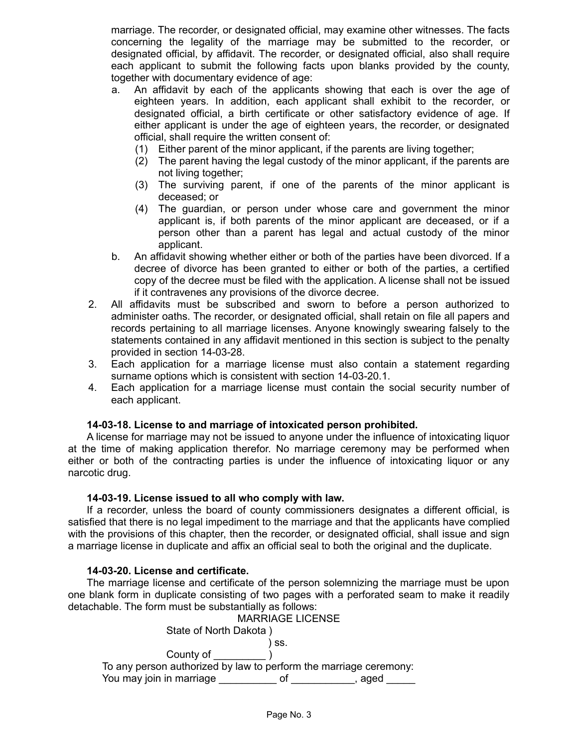marriage. The recorder, or designated official, may examine other witnesses. The facts concerning the legality of the marriage may be submitted to the recorder, or designated official, by affidavit. The recorder, or designated official, also shall require each applicant to submit the following facts upon blanks provided by the county, together with documentary evidence of age:

a. An affidavit by each of the applicants showing that each is over the age of eighteen years. In addition, each applicant shall exhibit to the recorder, or designated official, a birth certificate or other satisfactory evidence of age. If either applicant is under the age of eighteen years, the recorder, or designated official, shall require the written consent of:
   (1) Either parent of the minor applicant, if the parents are living together;
   (2) The parent having the legal custody of the minor applicant, if the parents are not living together;
   (3) The surviving parent, if one of the parents of the minor applicant is deceased; or
   (4) The guardian, or person under whose care and government the minor applicant is, if both parents of the minor applicant are deceased, or if a person other than a parent has legal and actual custody of the minor applicant.

b. An affidavit showing whether either or both of the parties have been divorced. If a decree of divorce has been granted to either or both of the parties, a certified copy of the decree must be filed with the application. A license shall not be issued if it contravenes any provisions of the divorce decree.

2. All affidavits must be subscribed and sworn to before a person authorized to administer oaths. The recorder, or designated official, shall retain on file all papers and records pertaining to all marriage licenses. Anyone knowingly swearing falsely to the statements contained in any affidavit mentioned in this section is subject to the penalty provided in section 14-03-28.

3. Each application for a marriage license must also contain a statement regarding surname options which is consistent with section 14-03-20.1.

4. Each application for a marriage license must contain the social security number of each applicant.

**14-03-18. License to and marriage of intoxicated person prohibited.**

A license for marriage may not be issued to anyone under the influence of intoxicating liquor at the time of making application therefor. No marriage ceremony may be performed when either or both of the contracting parties is under the influence of intoxicating liquor or any narcotic drug.

**14-03-19. License issued to all who comply with law.**

If a recorder, unless the board of county commissioners designates a different official, is satisfied that there is no legal impediment to the marriage and that the applicants have complied with the provisions of this chapter, then the recorder, or designated official, shall issue and sign a marriage license in duplicate and affix an official seal to both the original and the duplicate.

**14-03-20. License and certificate.**

The marriage license and certificate of the person solemnizing the marriage must be upon one blank form in duplicate consisting of two pages with a perforated seam to make it readily detachable. The form must be substantially as follows:

MARRIAGE LICENSE

State of North Dakota )
) ss.
County of _________ )

To any person authorized by law to perform the marriage ceremony:

You may join in marriage __________ of ___________, aged _____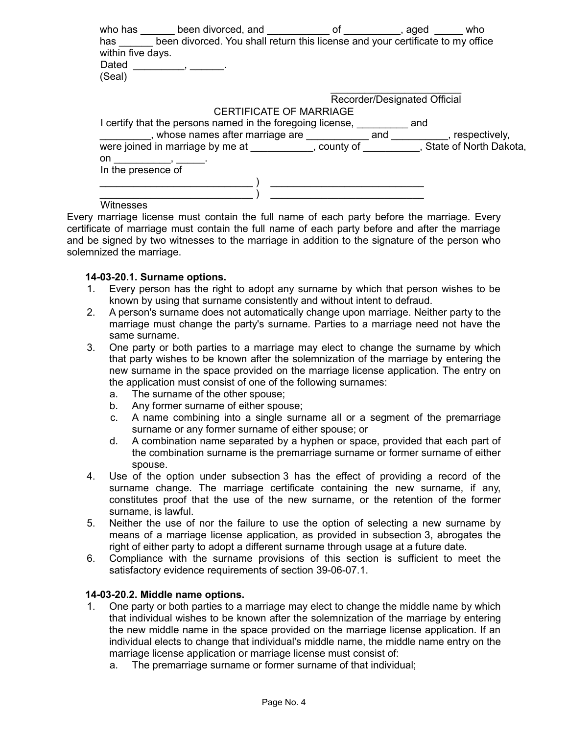who has ______ been divorced, and ___________ of __________, aged _____ who has ______ been divorced. You shall return this license and your certificate to my office within five days.

Dated _________, ______.

(Seal)

________________________
Recorder/Designated Official

CERTIFICATE OF MARRIAGE

I certify that the persons named in the foregoing license, _________ and _________, whose names after marriage are ___________ and __________, respectively, were joined in marriage by me at ___________, county of __________, State of North Dakota, on __________, _____.

In the presence of

___________________________ ) ____________________________
___________________________ ) ____________________________

Witnesses

Every marriage license must contain the full name of each party before the marriage. Every certificate of marriage must contain the full name of each party before and after the marriage and be signed by two witnesses to the marriage in addition to the signature of the person who solemnized the marriage.

**14-03-20.1. Surname options.**

1. Every person has the right to adopt any surname by which that person wishes to be known by using that surname consistently and without intent to defraud.
2. A person's surname does not automatically change upon marriage. Neither party to the marriage must change the party's surname. Parties to a marriage need not have the same surname.
3. One party or both parties to a marriage may elect to change the surname by which that party wishes to be known after the solemnization of the marriage by entering the new surname in the space provided on the marriage license application. The entry on the application must consist of one of the following surnames:
   a. The surname of the other spouse;
   b. Any former surname of either spouse;
   c. A name combining into a single surname all or a segment of the premarriage surname or any former surname of either spouse; or
   d. A combination name separated by a hyphen or space, provided that each part of the combination surname is the premarriage surname or former surname of either spouse.
4. Use of the option under subsection 3 has the effect of providing a record of the surname change. The marriage certificate containing the new surname, if any, constitutes proof that the use of the new surname, or the retention of the former surname, is lawful.
5. Neither the use of nor the failure to use the option of selecting a new surname by means of a marriage license application, as provided in subsection 3, abrogates the right of either party to adopt a different surname through usage at a future date.
6. Compliance with the surname provisions of this section is sufficient to meet the satisfactory evidence requirements of section 39-06-07.1.

**14-03-20.2. Middle name options.**

1. One party or both parties to a marriage may elect to change the middle name by which that individual wishes to be known after the solemnization of the marriage by entering the new middle name in the space provided on the marriage license application. If an individual elects to change that individual's middle name, the middle name entry on the marriage license application or marriage license must consist of:
   a. The premarriage surname or former surname of that individual;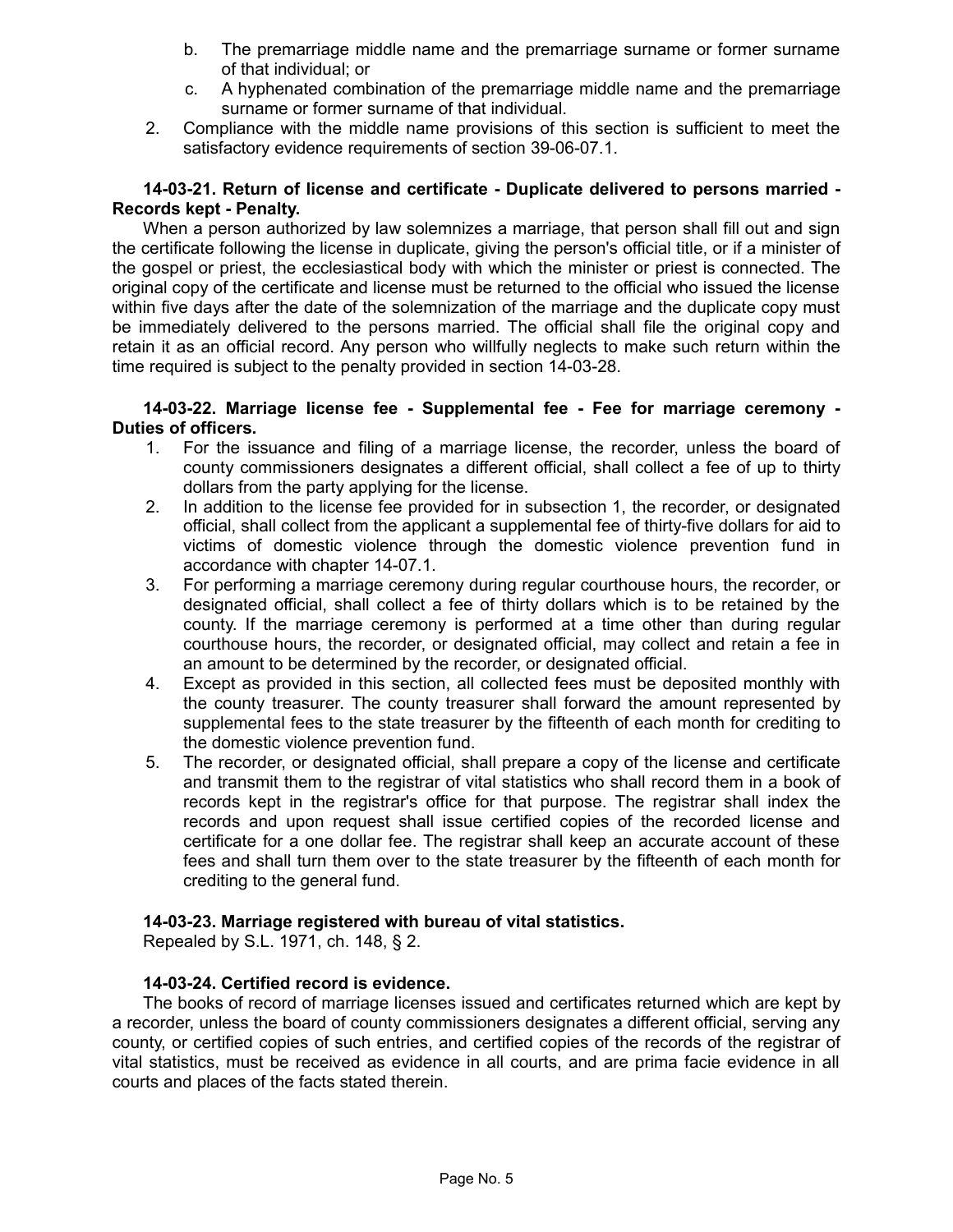b. The premarriage middle name and the premarriage surname or former surname of that individual; or
  c. A hyphenated combination of the premarriage middle name and the premarriage surname or former surname of that individual.
2. Compliance with the middle name provisions of this section is sufficient to meet the satisfactory evidence requirements of section 39-06-07.1.

**14-03-21. Return of license and certificate - Duplicate delivered to persons married - Records kept - Penalty.**

When a person authorized by law solemnizes a marriage, that person shall fill out and sign the certificate following the license in duplicate, giving the person's official title, or if a minister of the gospel or priest, the ecclesiastical body with which the minister or priest is connected. The original copy of the certificate and license must be returned to the official who issued the license within five days after the date of the solemnization of the marriage and the duplicate copy must be immediately delivered to the persons married. The official shall file the original copy and retain it as an official record. Any person who willfully neglects to make such return within the time required is subject to the penalty provided in section 14-03-28.

**14-03-22. Marriage license fee - Supplemental fee - Fee for marriage ceremony - Duties of officers.**

1. For the issuance and filing of a marriage license, the recorder, unless the board of county commissioners designates a different official, shall collect a fee of up to thirty dollars from the party applying for the license.
2. In addition to the license fee provided for in subsection 1, the recorder, or designated official, shall collect from the applicant a supplemental fee of thirty-five dollars for aid to victims of domestic violence through the domestic violence prevention fund in accordance with chapter 14-07.1.
3. For performing a marriage ceremony during regular courthouse hours, the recorder, or designated official, shall collect a fee of thirty dollars which is to be retained by the county. If the marriage ceremony is performed at a time other than during regular courthouse hours, the recorder, or designated official, may collect and retain a fee in an amount to be determined by the recorder, or designated official.
4. Except as provided in this section, all collected fees must be deposited monthly with the county treasurer. The county treasurer shall forward the amount represented by supplemental fees to the state treasurer by the fifteenth of each month for crediting to the domestic violence prevention fund.
5. The recorder, or designated official, shall prepare a copy of the license and certificate and transmit them to the registrar of vital statistics who shall record them in a book of records kept in the registrar's office for that purpose. The registrar shall index the records and upon request shall issue certified copies of the recorded license and certificate for a one dollar fee. The registrar shall keep an accurate account of these fees and shall turn them over to the state treasurer by the fifteenth of each month for crediting to the general fund.

**14-03-23. Marriage registered with bureau of vital statistics.**

Repealed by S.L. 1971, ch. 148, § 2.

**14-03-24. Certified record is evidence.**

The books of record of marriage licenses issued and certificates returned which are kept by a recorder, unless the board of county commissioners designates a different official, serving any county, or certified copies of such entries, and certified copies of the records of the registrar of vital statistics, must be received as evidence in all courts, and are prima facie evidence in all courts and places of the facts stated therein.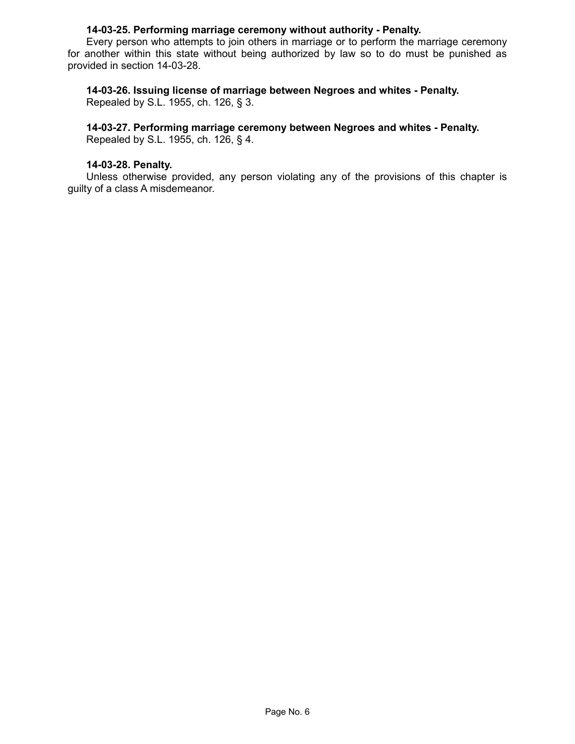**14-03-25. Performing marriage ceremony without authority - Penalty.**

Every person who attempts to join others in marriage or to perform the marriage ceremony for another within this state without being authorized by law so to do must be punished as provided in section 14-03-28.

**14-03-26. Issuing license of marriage between Negroes and whites - Penalty.**

Repealed by S.L. 1955, ch. 126, § 3.

**14-03-27. Performing marriage ceremony between Negroes and whites - Penalty.**

Repealed by S.L. 1955, ch. 126, § 4.

**14-03-28. Penalty.**

Unless otherwise provided, any person violating any of the provisions of this chapter is guilty of a class A misdemeanor.